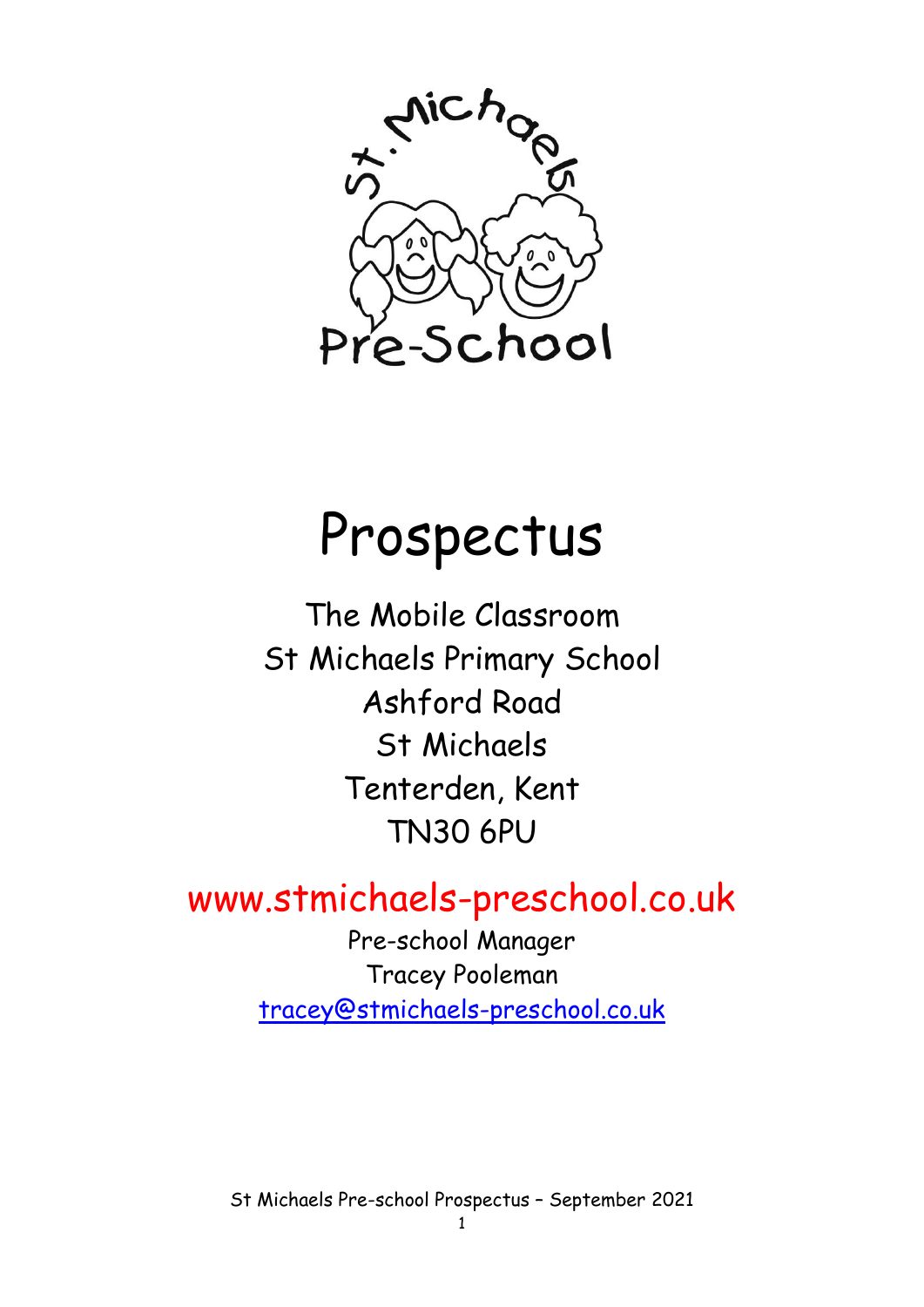St. Michaels Pre-School

# Prospectus

The Mobile Classroom
St Michaels Primary School
Ashford Road
St Michaels
Tenterden, Kent
TN30 6PU

www.stmichaels-preschool.co.uk

Pre-school Manager
Tracey Pooleman
tracey@stmichaels-preschool.co.uk

St Michaels Pre-school Prospectus – September 2021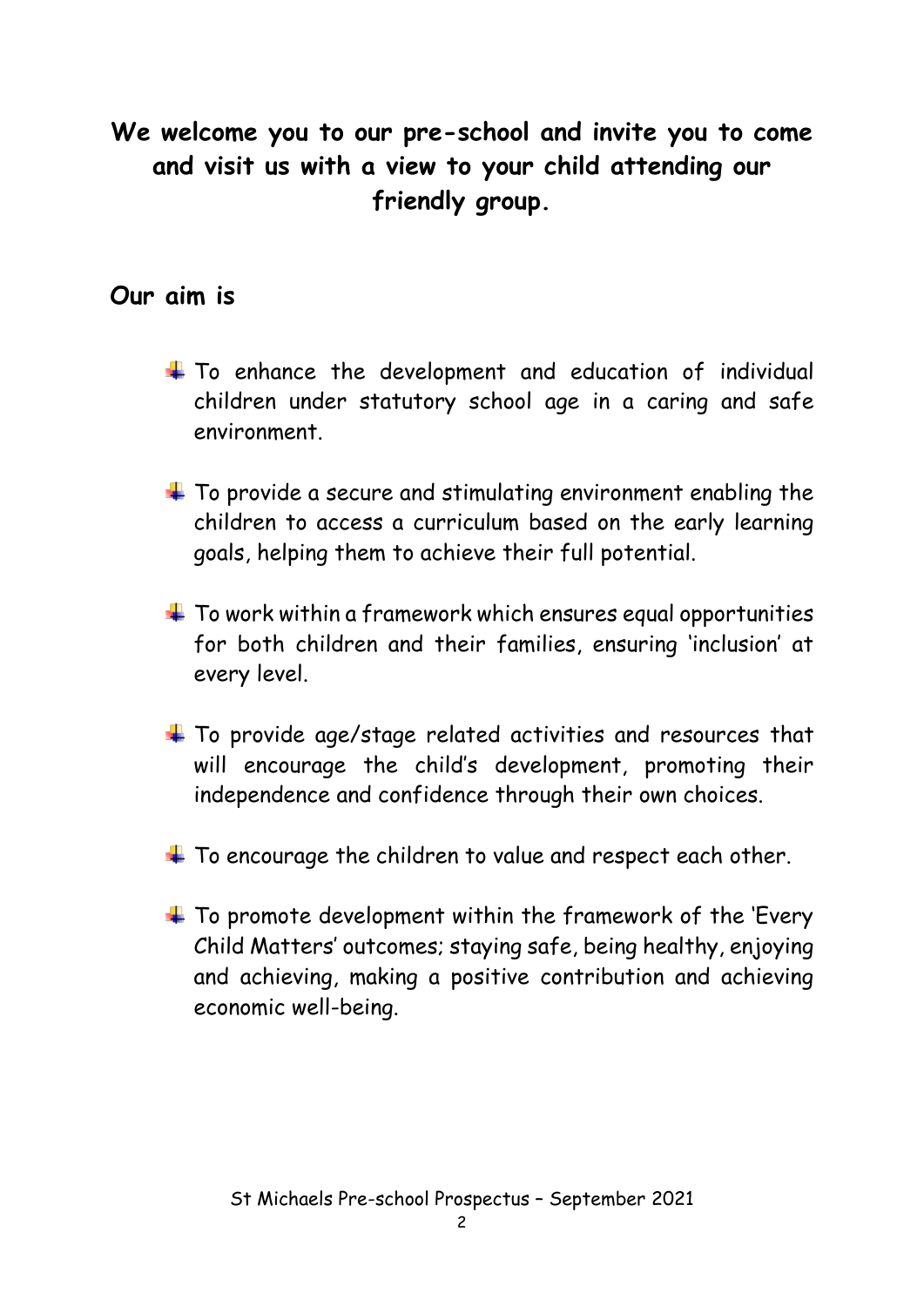**We welcome you to our pre-school and invite you to come and visit us with a view to your child attending our friendly group.**

## Our aim is

- To enhance the development and education of individual children under statutory school age in a caring and safe environment.
- To provide a secure and stimulating environment enabling the children to access a curriculum based on the early learning goals, helping them to achieve their full potential.
- To work within a framework which ensures equal opportunities for both children and their families, ensuring 'inclusion' at every level.
- To provide age/stage related activities and resources that will encourage the child's development, promoting their independence and confidence through their own choices.
- To encourage the children to value and respect each other.
- To promote development within the framework of the 'Every Child Matters' outcomes; staying safe, being healthy, enjoying and achieving, making a positive contribution and achieving economic well-being.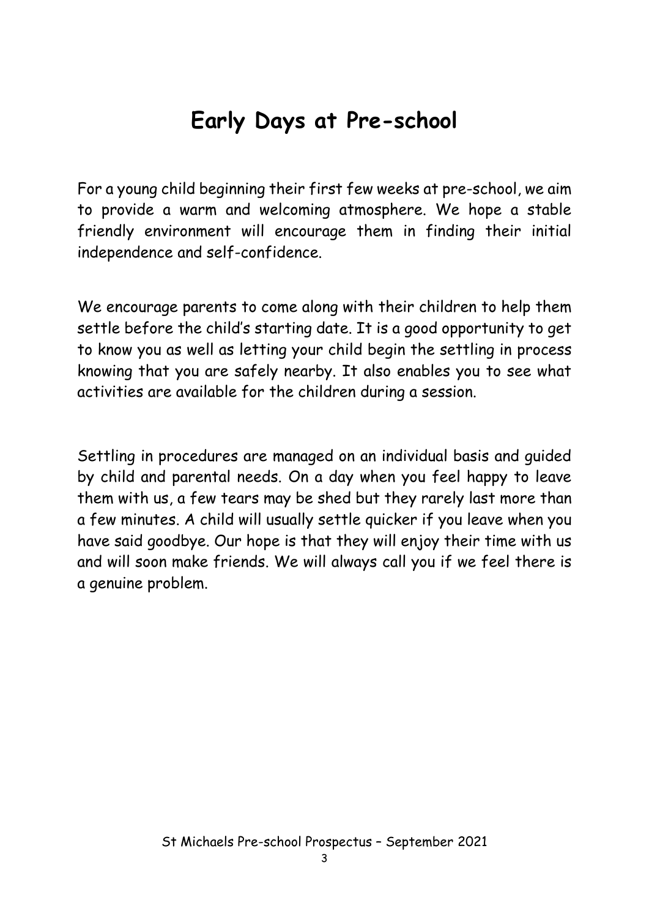# Early Days at Pre-school

For a young child beginning their first few weeks at pre-school, we aim to provide a warm and welcoming atmosphere. We hope a stable friendly environment will encourage them in finding their initial independence and self-confidence.

We encourage parents to come along with their children to help them settle before the child's starting date. It is a good opportunity to get to know you as well as letting your child begin the settling in process knowing that you are safely nearby. It also enables you to see what activities are available for the children during a session.

Settling in procedures are managed on an individual basis and guided by child and parental needs. On a day when you feel happy to leave them with us, a few tears may be shed but they rarely last more than a few minutes. A child will usually settle quicker if you leave when you have said goodbye. Our hope is that they will enjoy their time with us and will soon make friends. We will always call you if we feel there is a genuine problem.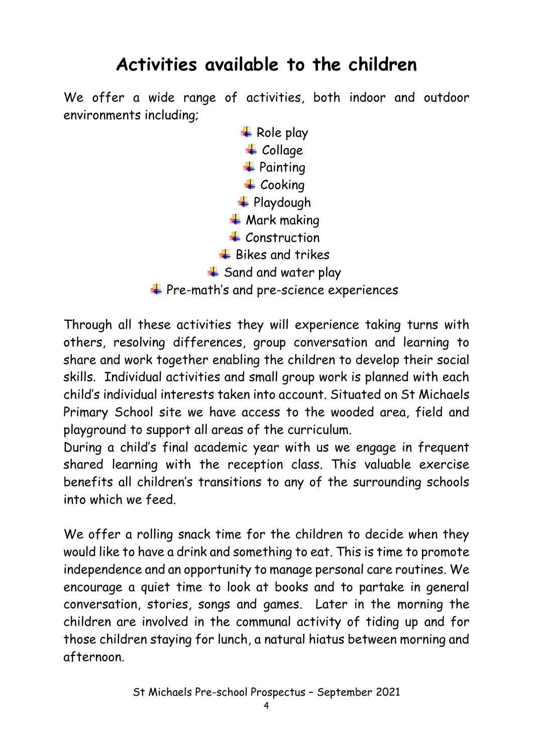# Activities available to the children

We offer a wide range of activities, both indoor and outdoor environments including;

- Role play
- Collage
- Painting
- Cooking
- Playdough
- Mark making
- Construction
- Bikes and trikes
- Sand and water play
- Pre-math's and pre-science experiences

Through all these activities they will experience taking turns with others, resolving differences, group conversation and learning to share and work together enabling the children to develop their social skills. Individual activities and small group work is planned with each child's individual interests taken into account. Situated on St Michaels Primary School site we have access to the wooded area, field and playground to support all areas of the curriculum.

During a child's final academic year with us we engage in frequent shared learning with the reception class. This valuable exercise benefits all children's transitions to any of the surrounding schools into which we feed.

We offer a rolling snack time for the children to decide when they would like to have a drink and something to eat. This is time to promote independence and an opportunity to manage personal care routines. We encourage a quiet time to look at books and to partake in general conversation, stories, songs and games. Later in the morning the children are involved in the communal activity of tiding up and for those children staying for lunch, a natural hiatus between morning and afternoon.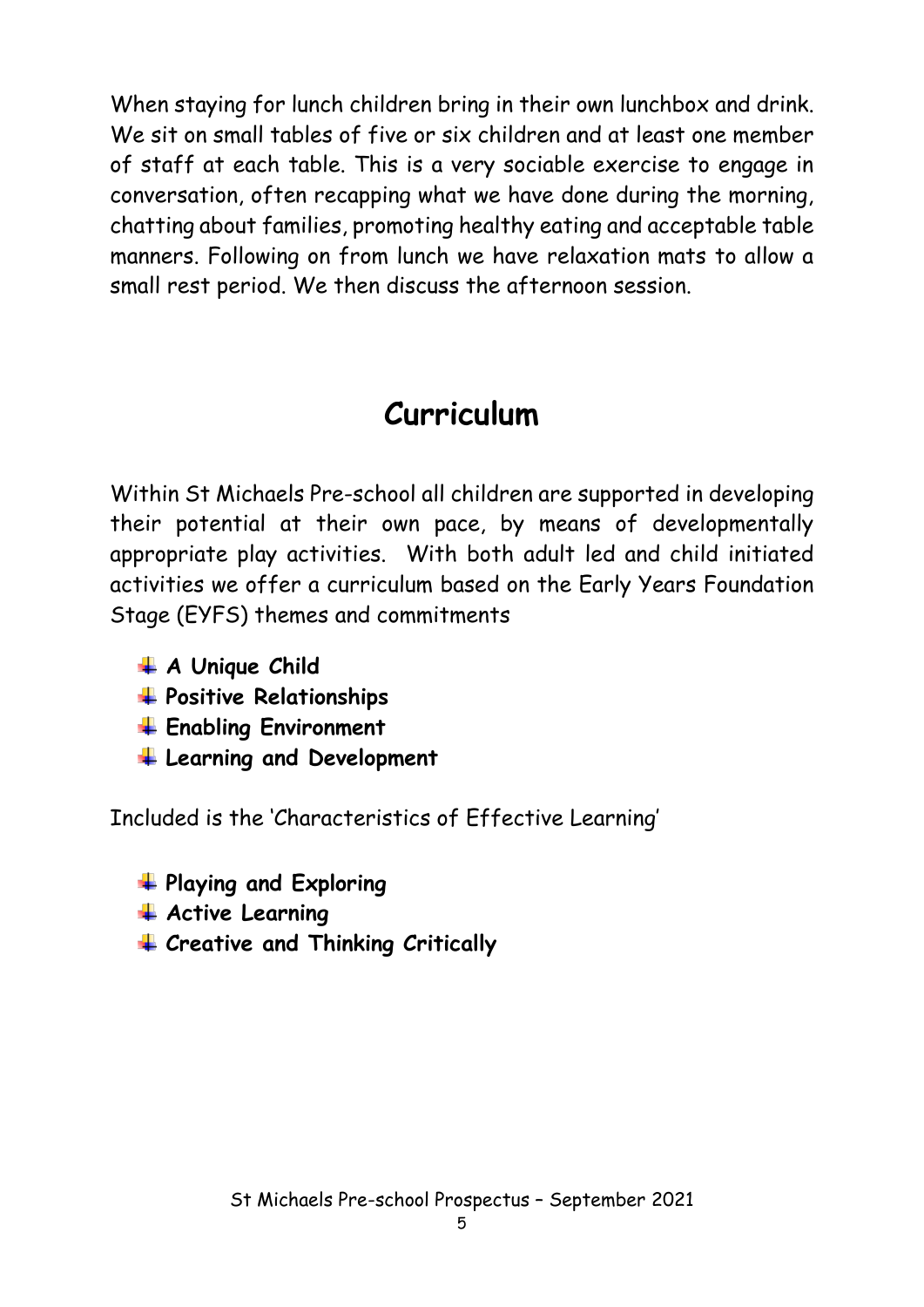When staying for lunch children bring in their own lunchbox and drink. We sit on small tables of five or six children and at least one member of staff at each table. This is a very sociable exercise to engage in conversation, often recapping what we have done during the morning, chatting about families, promoting healthy eating and acceptable table manners. Following on from lunch we have relaxation mats to allow a small rest period. We then discuss the afternoon session.

# Curriculum

Within St Michaels Pre-school all children are supported in developing their potential at their own pace, by means of developmentally appropriate play activities. With both adult led and child initiated activities we offer a curriculum based on the Early Years Foundation Stage (EYFS) themes and commitments

- **A Unique Child**
- **Positive Relationships**
- **Enabling Environment**
- **Learning and Development**

Included is the 'Characteristics of Effective Learning'

- **Playing and Exploring**
- **Active Learning**
- **Creative and Thinking Critically**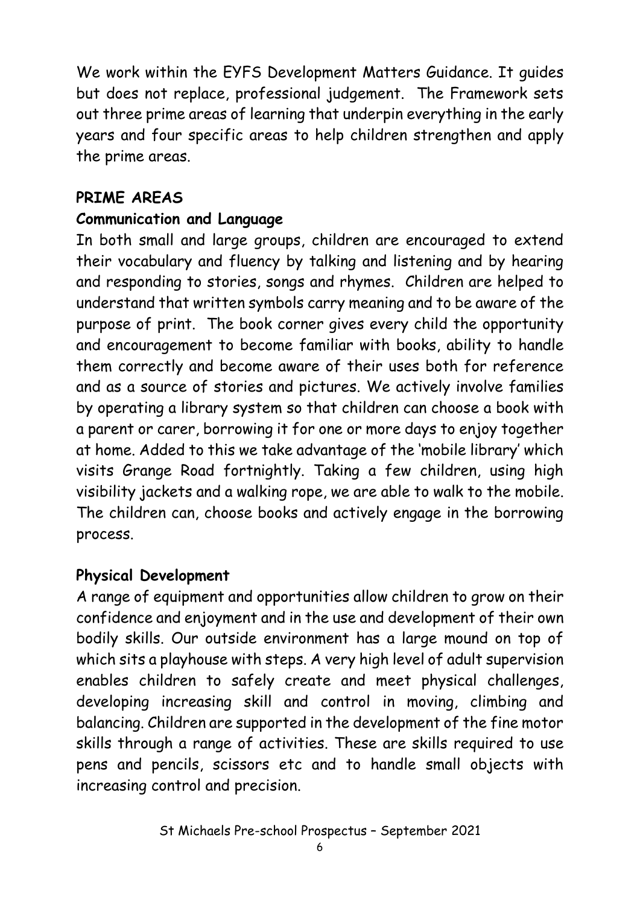We work within the EYFS Development Matters Guidance. It guides but does not replace, professional judgement. The Framework sets out three prime areas of learning that underpin everything in the early years and four specific areas to help children strengthen and apply the prime areas.

**PRIME AREAS**

**Communication and Language**

In both small and large groups, children are encouraged to extend their vocabulary and fluency by talking and listening and by hearing and responding to stories, songs and rhymes. Children are helped to understand that written symbols carry meaning and to be aware of the purpose of print. The book corner gives every child the opportunity and encouragement to become familiar with books, ability to handle them correctly and become aware of their uses both for reference and as a source of stories and pictures. We actively involve families by operating a library system so that children can choose a book with a parent or carer, borrowing it for one or more days to enjoy together at home. Added to this we take advantage of the 'mobile library' which visits Grange Road fortnightly. Taking a few children, using high visibility jackets and a walking rope, we are able to walk to the mobile. The children can, choose books and actively engage in the borrowing process.

**Physical Development**

A range of equipment and opportunities allow children to grow on their confidence and enjoyment and in the use and development of their own bodily skills. Our outside environment has a large mound on top of which sits a playhouse with steps. A very high level of adult supervision enables children to safely create and meet physical challenges, developing increasing skill and control in moving, climbing and balancing. Children are supported in the development of the fine motor skills through a range of activities. These are skills required to use pens and pencils, scissors etc and to handle small objects with increasing control and precision.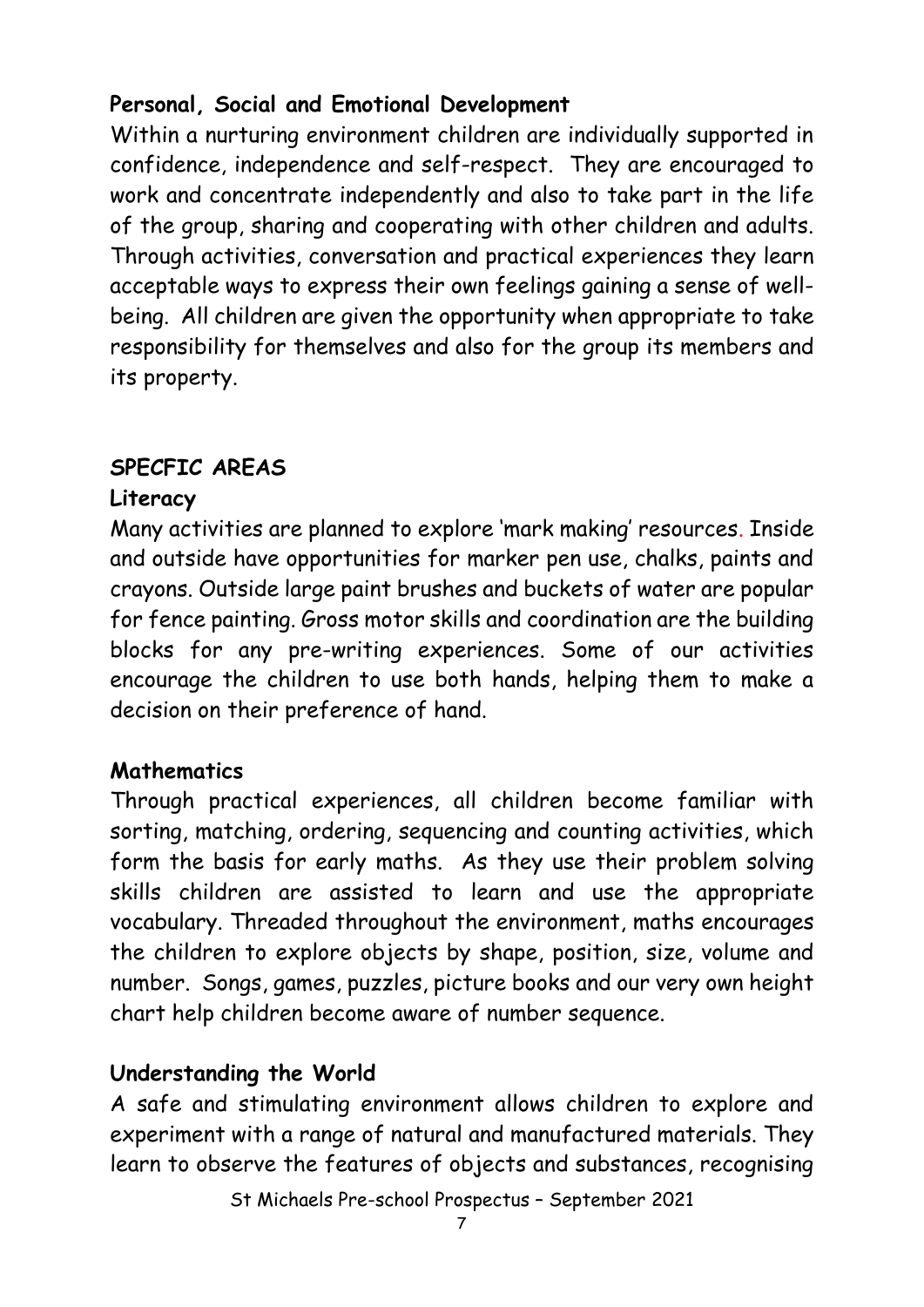**Personal, Social and Emotional Development**

Within a nurturing environment children are individually supported in confidence, independence and self-respect. They are encouraged to work and concentrate independently and also to take part in the life of the group, sharing and cooperating with other children and adults. Through activities, conversation and practical experiences they learn acceptable ways to express their own feelings gaining a sense of well-being. All children are given the opportunity when appropriate to take responsibility for themselves and also for the group its members and its property.

**SPECFIC AREAS**

**Literacy**

Many activities are planned to explore 'mark making' resources. Inside and outside have opportunities for marker pen use, chalks, paints and crayons. Outside large paint brushes and buckets of water are popular for fence painting. Gross motor skills and coordination are the building blocks for any pre-writing experiences. Some of our activities encourage the children to use both hands, helping them to make a decision on their preference of hand.

**Mathematics**

Through practical experiences, all children become familiar with sorting, matching, ordering, sequencing and counting activities, which form the basis for early maths. As they use their problem solving skills children are assisted to learn and use the appropriate vocabulary. Threaded throughout the environment, maths encourages the children to explore objects by shape, position, size, volume and number. Songs, games, puzzles, picture books and our very own height chart help children become aware of number sequence.

**Understanding the World**

A safe and stimulating environment allows children to explore and experiment with a range of natural and manufactured materials. They learn to observe the features of objects and substances, recognising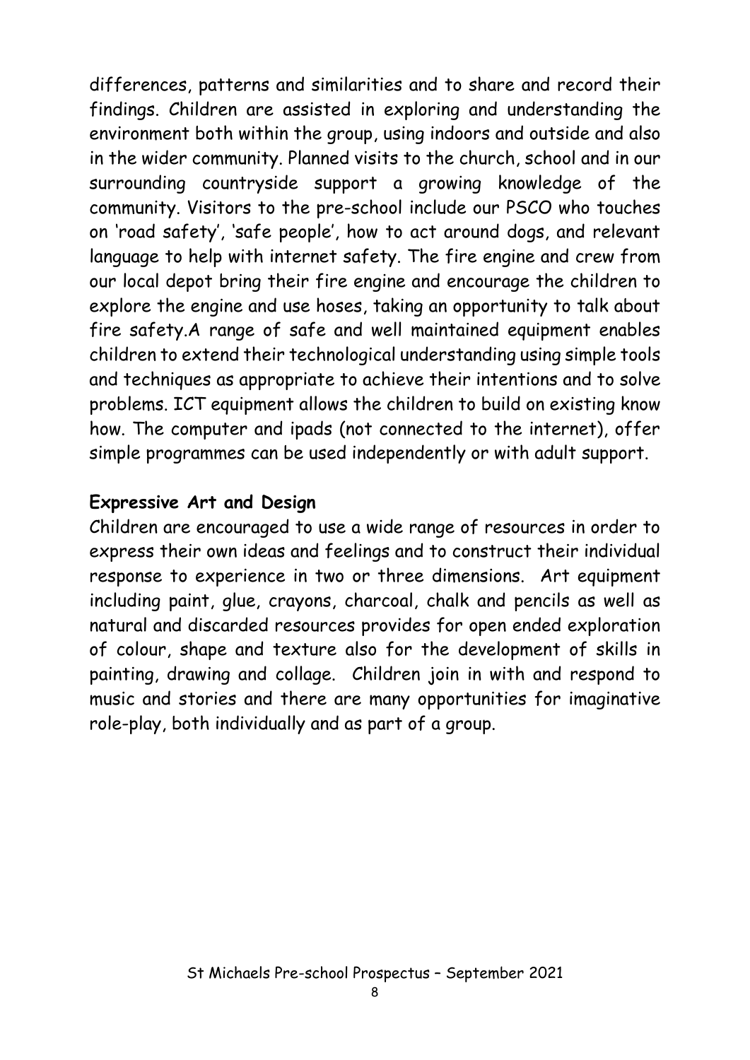differences, patterns and similarities and to share and record their findings. Children are assisted in exploring and understanding the environment both within the group, using indoors and outside and also in the wider community. Planned visits to the church, school and in our surrounding countryside support a growing knowledge of the community. Visitors to the pre-school include our PSCO who touches on 'road safety', 'safe people', how to act around dogs, and relevant language to help with internet safety. The fire engine and crew from our local depot bring their fire engine and encourage the children to explore the engine and use hoses, taking an opportunity to talk about fire safety.A range of safe and well maintained equipment enables children to extend their technological understanding using simple tools and techniques as appropriate to achieve their intentions and to solve problems. ICT equipment allows the children to build on existing know how. The computer and ipads (not connected to the internet), offer simple programmes can be used independently or with adult support.

**Expressive Art and Design**

Children are encouraged to use a wide range of resources in order to express their own ideas and feelings and to construct their individual response to experience in two or three dimensions. Art equipment including paint, glue, crayons, charcoal, chalk and pencils as well as natural and discarded resources provides for open ended exploration of colour, shape and texture also for the development of skills in painting, drawing and collage. Children join in with and respond to music and stories and there are many opportunities for imaginative role-play, both individually and as part of a group.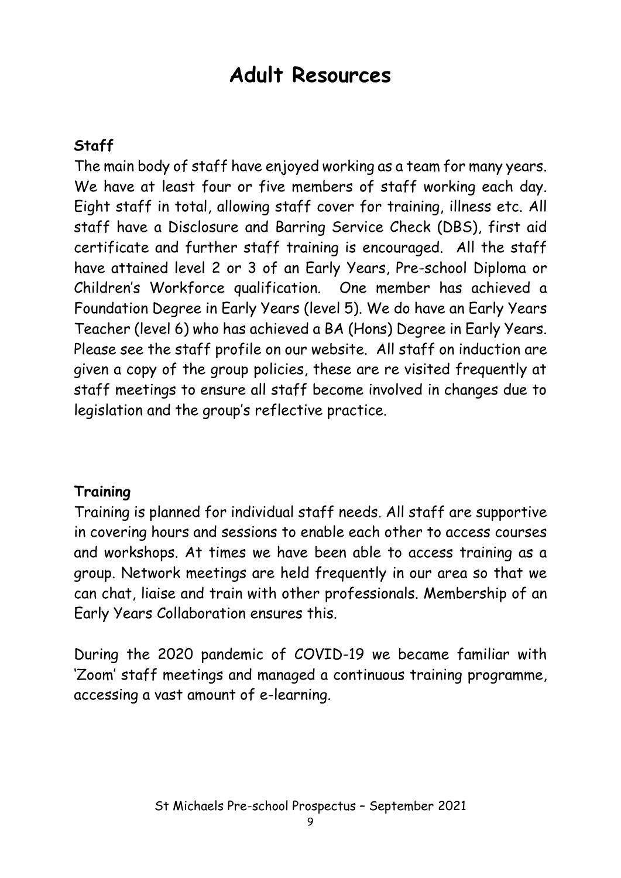# Adult Resources

**Staff**

The main body of staff have enjoyed working as a team for many years. We have at least four or five members of staff working each day. Eight staff in total, allowing staff cover for training, illness etc. All staff have a Disclosure and Barring Service Check (DBS), first aid certificate and further staff training is encouraged. All the staff have attained level 2 or 3 of an Early Years, Pre-school Diploma or Children's Workforce qualification. One member has achieved a Foundation Degree in Early Years (level 5). We do have an Early Years Teacher (level 6) who has achieved a BA (Hons) Degree in Early Years. Please see the staff profile on our website. All staff on induction are given a copy of the group policies, these are re visited frequently at staff meetings to ensure all staff become involved in changes due to legislation and the group's reflective practice.

**Training**

Training is planned for individual staff needs. All staff are supportive in covering hours and sessions to enable each other to access courses and workshops. At times we have been able to access training as a group. Network meetings are held frequently in our area so that we can chat, liaise and train with other professionals. Membership of an Early Years Collaboration ensures this.

During the 2020 pandemic of COVID-19 we became familiar with 'Zoom' staff meetings and managed a continuous training programme, accessing a vast amount of e-learning.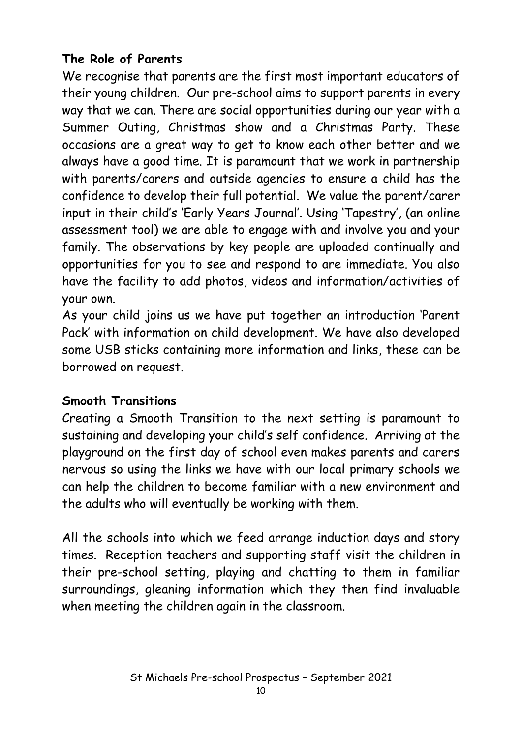**The Role of Parents**

We recognise that parents are the first most important educators of their young children. Our pre-school aims to support parents in every way that we can. There are social opportunities during our year with a Summer Outing, Christmas show and a Christmas Party. These occasions are a great way to get to know each other better and we always have a good time. It is paramount that we work in partnership with parents/carers and outside agencies to ensure a child has the confidence to develop their full potential. We value the parent/carer input in their child's 'Early Years Journal'. Using 'Tapestry', (an online assessment tool) we are able to engage with and involve you and your family. The observations by key people are uploaded continually and opportunities for you to see and respond to are immediate. You also have the facility to add photos, videos and information/activities of your own.

As your child joins us we have put together an introduction 'Parent Pack' with information on child development. We have also developed some USB sticks containing more information and links, these can be borrowed on request.

**Smooth Transitions**

Creating a Smooth Transition to the next setting is paramount to sustaining and developing your child's self confidence. Arriving at the playground on the first day of school even makes parents and carers nervous so using the links we have with our local primary schools we can help the children to become familiar with a new environment and the adults who will eventually be working with them.

All the schools into which we feed arrange induction days and story times. Reception teachers and supporting staff visit the children in their pre-school setting, playing and chatting to them in familiar surroundings, gleaning information which they then find invaluable when meeting the children again in the classroom.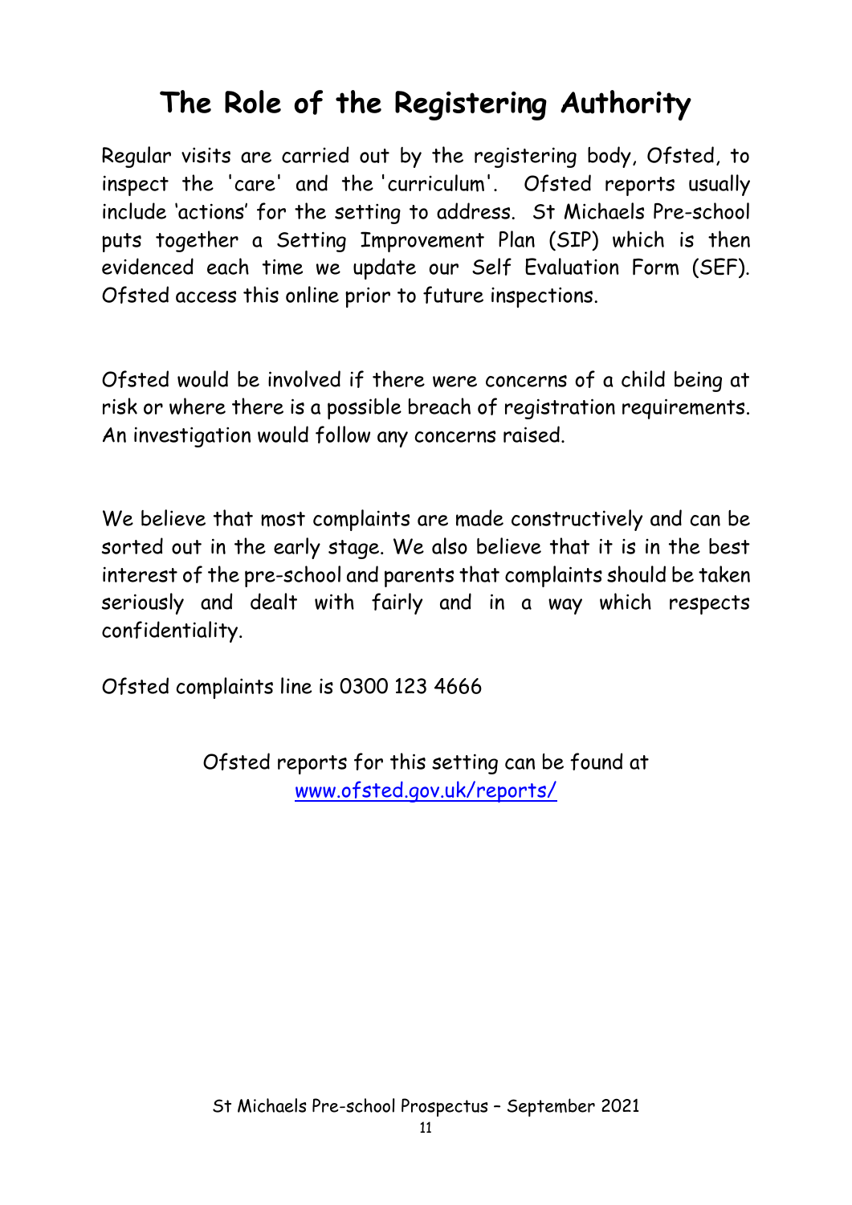# The Role of the Registering Authority

Regular visits are carried out by the registering body, Ofsted, to inspect the 'care' and the 'curriculum'. Ofsted reports usually include 'actions' for the setting to address. St Michaels Pre-school puts together a Setting Improvement Plan (SIP) which is then evidenced each time we update our Self Evaluation Form (SEF). Ofsted access this online prior to future inspections.

Ofsted would be involved if there were concerns of a child being at risk or where there is a possible breach of registration requirements. An investigation would follow any concerns raised.

We believe that most complaints are made constructively and can be sorted out in the early stage. We also believe that it is in the best interest of the pre-school and parents that complaints should be taken seriously and dealt with fairly and in a way which respects confidentiality.

Ofsted complaints line is 0300 123 4666

Ofsted reports for this setting can be found at
[www.ofsted.gov.uk/reports/](http://www.ofsted.gov.uk/reports/)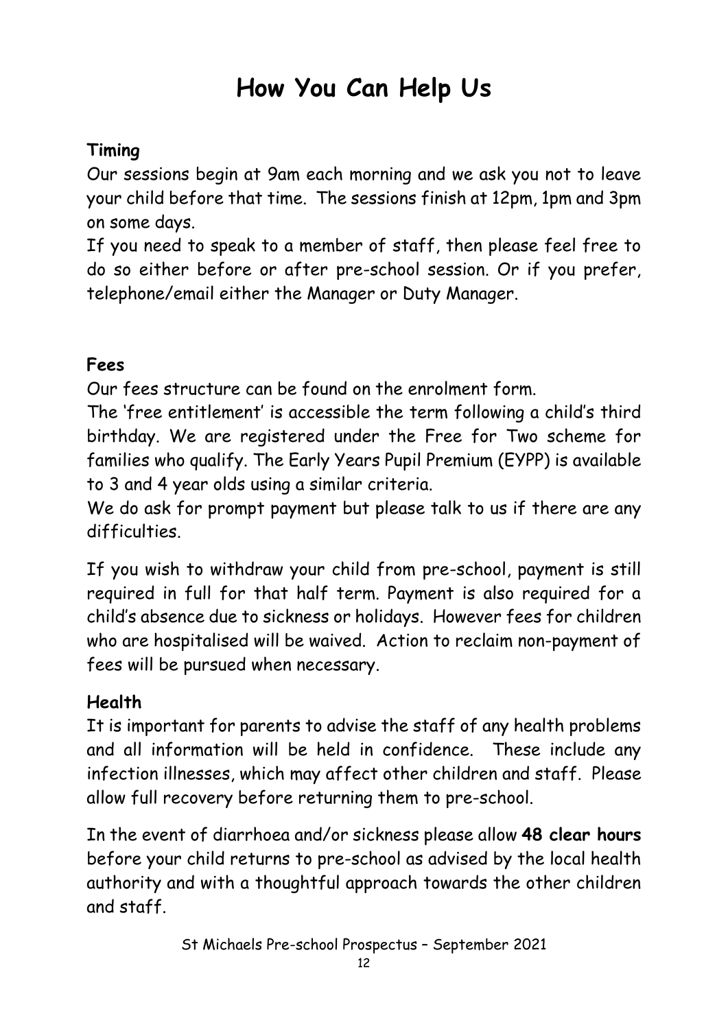# How You Can Help Us

**Timing**

Our sessions begin at 9am each morning and we ask you not to leave your child before that time. The sessions finish at 12pm, 1pm and 3pm on some days.

If you need to speak to a member of staff, then please feel free to do so either before or after pre-school session. Or if you prefer, telephone/email either the Manager or Duty Manager.

**Fees**

Our fees structure can be found on the enrolment form.

The 'free entitlement' is accessible the term following a child's third birthday. We are registered under the Free for Two scheme for families who qualify. The Early Years Pupil Premium (EYPP) is available to 3 and 4 year olds using a similar criteria.

We do ask for prompt payment but please talk to us if there are any difficulties.

If you wish to withdraw your child from pre-school, payment is still required in full for that half term. Payment is also required for a child's absence due to sickness or holidays. However fees for children who are hospitalised will be waived. Action to reclaim non-payment of fees will be pursued when necessary.

**Health**

It is important for parents to advise the staff of any health problems and all information will be held in confidence. These include any infection illnesses, which may affect other children and staff. Please allow full recovery before returning them to pre-school.

In the event of diarrhoea and/or sickness please allow **48 clear hours** before your child returns to pre-school as advised by the local health authority and with a thoughtful approach towards the other children and staff.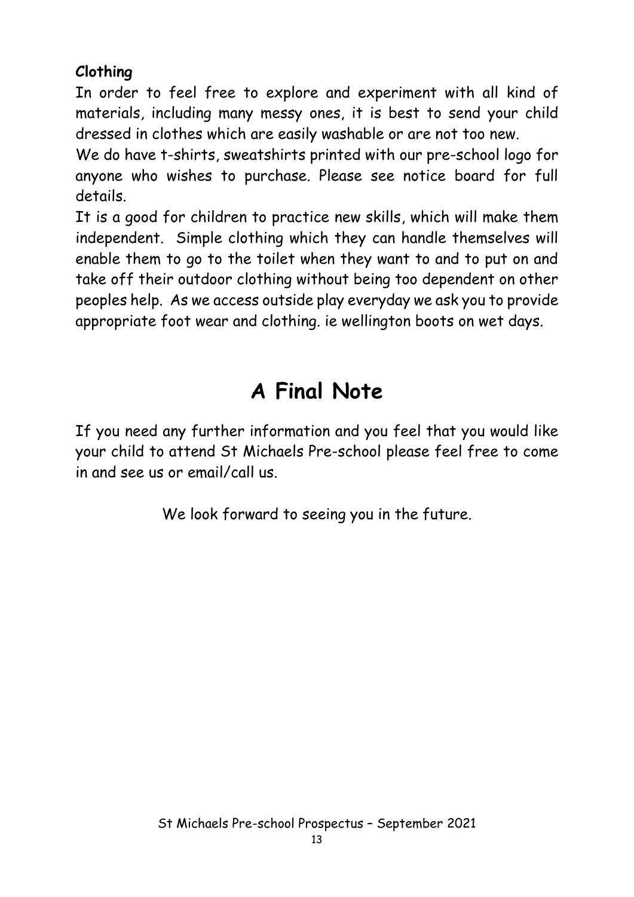**Clothing**

In order to feel free to explore and experiment with all kind of materials, including many messy ones, it is best to send your child dressed in clothes which are easily washable or are not too new.

We do have t-shirts, sweatshirts printed with our pre-school logo for anyone who wishes to purchase. Please see notice board for full details.

It is a good for children to practice new skills, which will make them independent. Simple clothing which they can handle themselves will enable them to go to the toilet when they want to and to put on and take off their outdoor clothing without being too dependent on other peoples help. As we access outside play everyday we ask you to provide appropriate foot wear and clothing. ie wellington boots on wet days.

# A Final Note

If you need any further information and you feel that you would like your child to attend St Michaels Pre-school please feel free to come in and see us or email/call us.

We look forward to seeing you in the future.